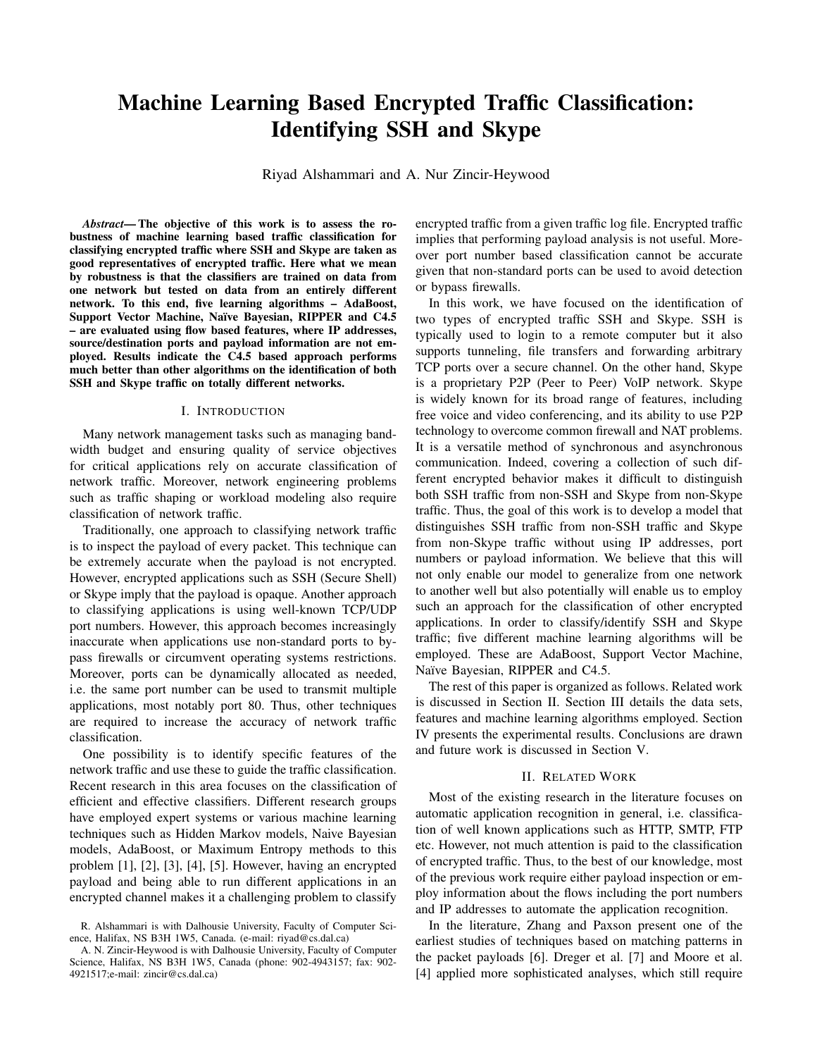# Machine Learning Based Encrypted Traffic Classification: Identifying SSH and Skype

Riyad Alshammari and A. Nur Zincir-Heywood

***Abstract*— The objective of this work is to assess the robustness of machine learning based traffic classification for classifying encrypted traffic where SSH and Skype are taken as good representatives of encrypted traffic. Here what we mean by robustness is that the classifiers are trained on data from one network but tested on data from an entirely different network. To this end, five learning algorithms – AdaBoost, Support Vector Machine, Naïve Bayesian, RIPPER and C4.5 – are evaluated using flow based features, where IP addresses, source/destination ports and payload information are not employed. Results indicate the C4.5 based approach performs much better than other algorithms on the identification of both SSH and Skype traffic on totally different networks.**

## I. Introduction

Many network management tasks such as managing bandwidth budget and ensuring quality of service objectives for critical applications rely on accurate classification of network traffic. Moreover, network engineering problems such as traffic shaping or workload modeling also require classification of network traffic.

Traditionally, one approach to classifying network traffic is to inspect the payload of every packet. This technique can be extremely accurate when the payload is not encrypted. However, encrypted applications such as SSH (Secure Shell) or Skype imply that the payload is opaque. Another approach to classifying applications is using well-known TCP/UDP port numbers. However, this approach becomes increasingly inaccurate when applications use non-standard ports to bypass firewalls or circumvent operating systems restrictions. Moreover, ports can be dynamically allocated as needed, i.e. the same port number can be used to transmit multiple applications, most notably port 80. Thus, other techniques are required to increase the accuracy of network traffic classification.

One possibility is to identify specific features of the network traffic and use these to guide the traffic classification. Recent research in this area focuses on the classification of efficient and effective classifiers. Different research groups have employed expert systems or various machine learning techniques such as Hidden Markov models, Naive Bayesian models, AdaBoost, or Maximum Entropy methods to this problem [1], [2], [3], [4], [5]. However, having an encrypted payload and being able to run different applications in an encrypted channel makes it a challenging problem to classify encrypted traffic from a given traffic log file. Encrypted traffic implies that performing payload analysis is not useful. Moreover port number based classification cannot be accurate given that non-standard ports can be used to avoid detection or bypass firewalls.

In this work, we have focused on the identification of two types of encrypted traffic SSH and Skype. SSH is typically used to login to a remote computer but it also supports tunneling, file transfers and forwarding arbitrary TCP ports over a secure channel. On the other hand, Skype is a proprietary P2P (Peer to Peer) VoIP network. Skype is widely known for its broad range of features, including free voice and video conferencing, and its ability to use P2P technology to overcome common firewall and NAT problems. It is a versatile method of synchronous and asynchronous communication. Indeed, covering a collection of such different encrypted behavior makes it difficult to distinguish both SSH traffic from non-SSH and Skype from non-Skype traffic. Thus, the goal of this work is to develop a model that distinguishes SSH traffic from non-SSH traffic and Skype from non-Skype traffic without using IP addresses, port numbers or payload information. We believe that this will not only enable our model to generalize from one network to another well but also potentially will enable us to employ such an approach for the classification of other encrypted applications. In order to classify/identify SSH and Skype traffic; five different machine learning algorithms will be employed. These are AdaBoost, Support Vector Machine, Naïve Bayesian, RIPPER and C4.5.

The rest of this paper is organized as follows. Related work is discussed in Section II. Section III details the data sets, features and machine learning algorithms employed. Section IV presents the experimental results. Conclusions are drawn and future work is discussed in Section V.

## II. Related Work

Most of the existing research in the literature focuses on automatic application recognition in general, i.e. classification of well known applications such as HTTP, SMTP, FTP etc. However, not much attention is paid to the classification of encrypted traffic. Thus, to the best of our knowledge, most of the previous work require either payload inspection or employ information about the flows including the port numbers and IP addresses to automate the application recognition.

In the literature, Zhang and Paxson present one of the earliest studies of techniques based on matching patterns in the packet payloads [6]. Dreger et al. [7] and Moore et al. [4] applied more sophisticated analyses, which still require

R. Alshammari is with Dalhousie University, Faculty of Computer Science, Halifax, NS B3H 1W5, Canada. (e-mail: riyad@cs.dal.ca)

A. N. Zincir-Heywood is with Dalhousie University, Faculty of Computer Science, Halifax, NS B3H 1W5, Canada (phone: 902-4943157; fax: 902-4921517;e-mail: zincir@cs.dal.ca)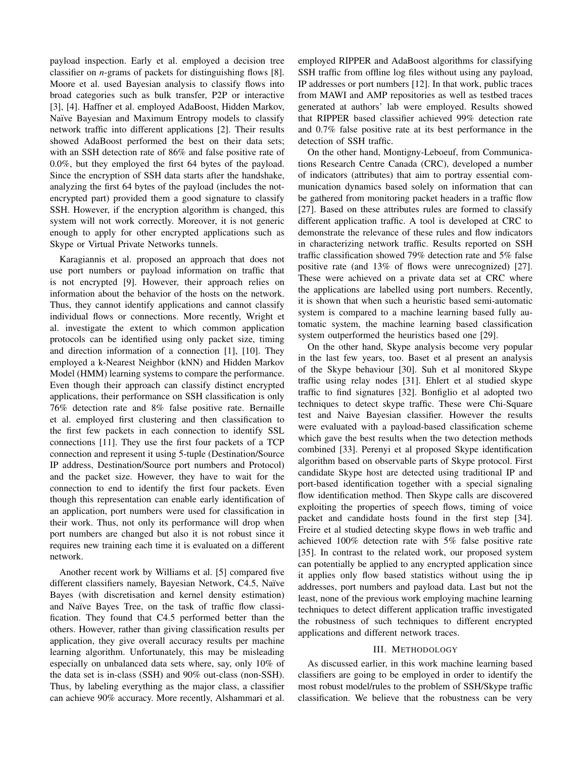payload inspection. Early et al. employed a decision tree classifier on *n*-grams of packets for distinguishing flows [8]. Moore et al. used Bayesian analysis to classify flows into broad categories such as bulk transfer, P2P or interactive [3], [4]. Haffner et al. employed AdaBoost, Hidden Markov, Naïve Bayesian and Maximum Entropy models to classify network traffic into different applications [2]. Their results showed AdaBoost performed the best on their data sets; with an SSH detection rate of 86% and false positive rate of 0.0%, but they employed the first 64 bytes of the payload. Since the encryption of SSH data starts after the handshake, analyzing the first 64 bytes of the payload (includes the not-encrypted part) provided them a good signature to classify SSH. However, if the encryption algorithm is changed, this system will not work correctly. Moreover, it is not generic enough to apply for other encrypted applications such as Skype or Virtual Private Networks tunnels.

Karagiannis et al. proposed an approach that does not use port numbers or payload information on traffic that is not encrypted [9]. However, their approach relies on information about the behavior of the hosts on the network. Thus, they cannot identify applications and cannot classify individual flows or connections. More recently, Wright et al. investigate the extent to which common application protocols can be identified using only packet size, timing and direction information of a connection [1], [10]. They employed a k-Nearest Neighbor (kNN) and Hidden Markov Model (HMM) learning systems to compare the performance. Even though their approach can classify distinct encrypted applications, their performance on SSH classification is only 76% detection rate and 8% false positive rate. Bernaille et al. employed first clustering and then classification to the first few packets in each connection to identify SSL connections [11]. They use the first four packets of a TCP connection and represent it using 5-tuple (Destination/Source IP address, Destination/Source port numbers and Protocol) and the packet size. However, they have to wait for the connection to end to identify the first four packets. Even though this representation can enable early identification of an application, port numbers were used for classification in their work. Thus, not only its performance will drop when port numbers are changed but also it is not robust since it requires new training each time it is evaluated on a different network.

Another recent work by Williams et al. [5] compared five different classifiers namely, Bayesian Network, C4.5, Naïve Bayes (with discretisation and kernel density estimation) and Naïve Bayes Tree, on the task of traffic flow classification. They found that C4.5 performed better than the others. However, rather than giving classification results per application, they give overall accuracy results per machine learning algorithm. Unfortunately, this may be misleading especially on unbalanced data sets where, say, only 10% of the data set is in-class (SSH) and 90% out-class (non-SSH). Thus, by labeling everything as the major class, a classifier can achieve 90% accuracy. More recently, Alshammari et al. employed RIPPER and AdaBoost algorithms for classifying SSH traffic from offline log files without using any payload, IP addresses or port numbers [12]. In that work, public traces from MAWI and AMP repositories as well as testbed traces generated at authors' lab were employed. Results showed that RIPPER based classifier achieved 99% detection rate and 0.7% false positive rate at its best performance in the detection of SSH traffic.

On the other hand, Montigny-Leboeuf, from Communications Research Centre Canada (CRC), developed a number of indicators (attributes) that aim to portray essential communication dynamics based solely on information that can be gathered from monitoring packet headers in a traffic flow [27]. Based on these attributes rules are formed to classify different application traffic. A tool is developed at CRC to demonstrate the relevance of these rules and flow indicators in characterizing network traffic. Results reported on SSH traffic classification showed 79% detection rate and 5% false positive rate (and 13% of flows were unrecognized) [27]. These were achieved on a private data set at CRC where the applications are labelled using port numbers. Recently, it is shown that when such a heuristic based semi-automatic system is compared to a machine learning based fully automatic system, the machine learning based classification system outperformed the heuristics based one [29].

On the other hand, Skype analysis become very popular in the last few years, too. Baset et al present an analysis of the Skype behaviour [30]. Suh et al monitored Skype traffic using relay nodes [31]. Ehlert et al studied skype traffic to find signatures [32]. Bonfiglio et al adopted two techniques to detect skype traffic. These were Chi-Square test and Naive Bayesian classifier. However the results were evaluated with a payload-based classification scheme which gave the best results when the two detection methods combined [33]. Perenyi et al proposed Skype identification algorithm based on observable parts of Skype protocol. First candidate Skype host are detected using traditional IP and port-based identification together with a special signaling flow identification method. Then Skype calls are discovered exploiting the properties of speech flows, timing of voice packet and candidate hosts found in the first step [34]. Freire et al studied detecting skype flows in web traffic and achieved 100% detection rate with 5% false positive rate [35]. In contrast to the related work, our proposed system can potentially be applied to any encrypted application since it applies only flow based statistics without using the ip addresses, port numbers and payload data. Last but not the least, none of the previous work employing machine learning techniques to detect different application traffic investigated the robustness of such techniques to different encrypted applications and different network traces.

## III. Methodology

As discussed earlier, in this work machine learning based classifiers are going to be employed in order to identify the most robust model/rules to the problem of SSH/Skype traffic classification. We believe that the robustness can be very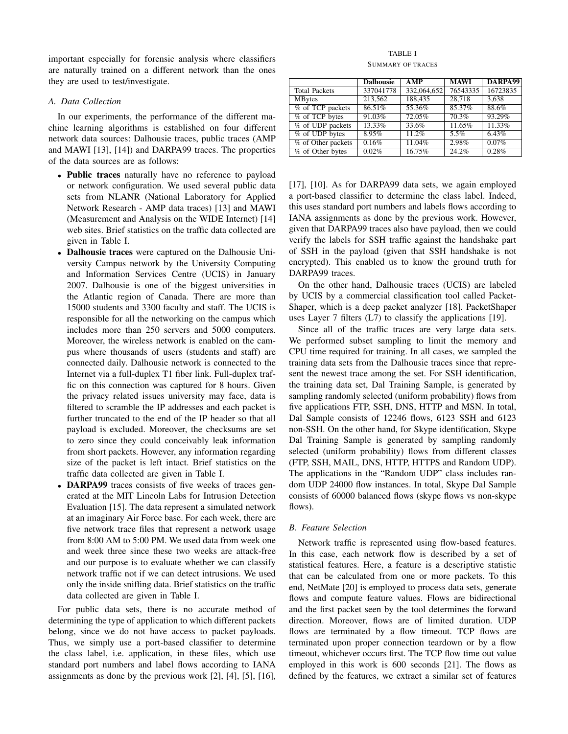important especially for forensic analysis where classifiers are naturally trained on a different network than the ones they are used to test/investigate.

### A. Data Collection

In our experiments, the performance of the different machine learning algorithms is established on four different network data sources: Dalhousie traces, public traces (AMP and MAWI [13], [14]) and DARPA99 traces. The properties of the data sources are as follows:

- **Public traces** naturally have no reference to payload or network configuration. We used several public data sets from NLANR (National Laboratory for Applied Network Research - AMP data traces) [13] and MAWI (Measurement and Analysis on the WIDE Internet) [14] web sites. Brief statistics on the traffic data collected are given in Table I.
- **Dalhousie traces** were captured on the Dalhousie University Campus network by the University Computing and Information Services Centre (UCIS) in January 2007. Dalhousie is one of the biggest universities in the Atlantic region of Canada. There are more than 15000 students and 3300 faculty and staff. The UCIS is responsible for all the networking on the campus which includes more than 250 servers and 5000 computers. Moreover, the wireless network is enabled on the campus where thousands of users (students and staff) are connected daily. Dalhousie network is connected to the Internet via a full-duplex T1 fiber link. Full-duplex traffic on this connection was captured for 8 hours. Given the privacy related issues university may face, data is filtered to scramble the IP addresses and each packet is further truncated to the end of the IP header so that all payload is excluded. Moreover, the checksums are set to zero since they could conceivably leak information from short packets. However, any information regarding size of the packet is left intact. Brief statistics on the traffic data collected are given in Table I.
- **DARPA99** traces consists of five weeks of traces generated at the MIT Lincoln Labs for Intrusion Detection Evaluation [15]. The data represent a simulated network at an imaginary Air Force base. For each week, there are five network trace files that represent a network usage from 8:00 AM to 5:00 PM. We used data from week one and week three since these two weeks are attack-free and our purpose is to evaluate whether we can classify network traffic not if we can detect intrusions. We used only the inside sniffing data. Brief statistics on the traffic data collected are given in Table I.

For public data sets, there is no accurate method of determining the type of application to which different packets belong, since we do not have access to packet payloads. Thus, we simply use a port-based classifier to determine the class label, i.e. application, in these files, which use standard port numbers and label flows according to IANA assignments as done by the previous work [2], [4], [5], [16], [17], [10]. As for DARPA99 data sets, we again employed a port-based classifier to determine the class label. Indeed, this uses standard port numbers and labels flows according to IANA assignments as done by the previous work. However, given that DARPA99 traces also have payload, then we could verify the labels for SSH traffic against the handshake part of SSH in the payload (given that SSH handshake is not encrypted). This enabled us to know the ground truth for DARPA99 traces.

TABLE I
SUMMARY OF TRACES

| | **Dalhousie** | **AMP** | **MAWI** | **DARPA99** |
|---|---|---|---|---|
| Total Packets | 337041778 | 332,064,652 | 76543335 | 16723835 |
| MBytes | 213,562 | 188,435 | 28,718 | 3,638 |
| % of TCP packets | 86.51% | 55.36% | 85.37% | 88.6% |
| % of TCP bytes | 91.03% | 72.05% | 70.3% | 93.29% |
| % of UDP packets | 13.33% | 33.6% | 11.65% | 11.33% |
| % of UDP bytes | 8.95% | 11.2% | 5.5% | 6.43% |
| % of Other packets | 0.16% | 11.04% | 2.98% | 0.07% |
| % of Other bytes | 0.02% | 16.75% | 24.2% | 0.28% |

On the other hand, Dalhousie traces (UCIS) are labeled by UCIS by a commercial classification tool called PacketShaper, which is a deep packet analyzer [18]. PacketShaper uses Layer 7 filters (L7) to classify the applications [19].

Since all of the traffic traces are very large data sets. We performed subset sampling to limit the memory and CPU time required for training. In all cases, we sampled the training data sets from the Dalhousie traces since that represent the newest trace among the set. For SSH identification, the training data set, Dal Training Sample, is generated by sampling randomly selected (uniform probability) flows from five applications FTP, SSH, DNS, HTTP and MSN. In total, Dal Sample consists of 12246 flows, 6123 SSH and 6123 non-SSH. On the other hand, for Skype identification, Skype Dal Training Sample is generated by sampling randomly selected (uniform probability) flows from different classes (FTP, SSH, MAIL, DNS, HTTP, HTTPS and Random UDP). The applications in the "Random UDP" class includes random UDP 24000 flow instances. In total, Skype Dal Sample consists of 60000 balanced flows (skype flows vs non-skype flows).

### B. Feature Selection

Network traffic is represented using flow-based features. In this case, each network flow is described by a set of statistical features. Here, a feature is a descriptive statistic that can be calculated from one or more packets. To this end, NetMate [20] is employed to process data sets, generate flows and compute feature values. Flows are bidirectional and the first packet seen by the tool determines the forward direction. Moreover, flows are of limited duration. UDP flows are terminated by a flow timeout. TCP flows are terminated upon proper connection teardown or by a flow timeout, whichever occurs first. The TCP flow time out value employed in this work is 600 seconds [21]. The flows as defined by the features, we extract a similar set of features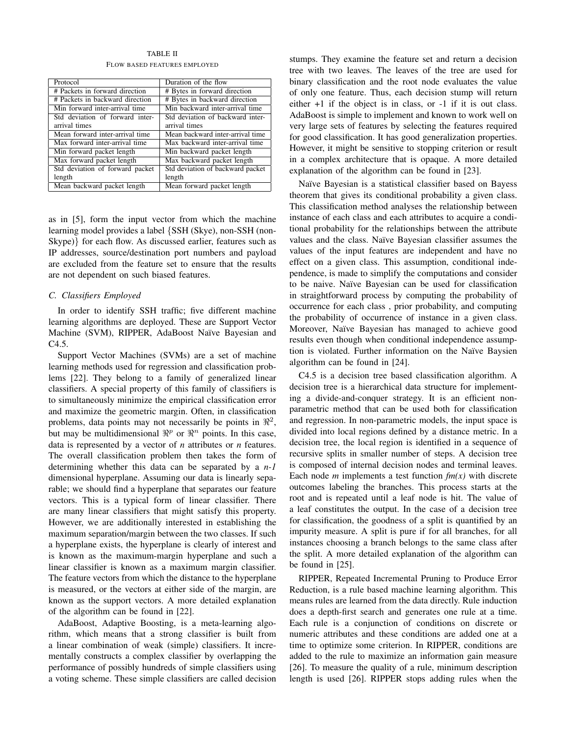TABLE II
FLOW BASED FEATURES EMPLOYED

| | |
|---|---|
| Protocol | Duration of the flow |
| # Packets in forward direction | # Bytes in forward direction |
| # Packets in backward direction | # Bytes in backward direction |
| Min forward inter-arrival time | Min backward inter-arrival time |
| Std deviation of forward inter-arrival times | Std deviation of backward inter-arrival times |
| Mean forward inter-arrival time | Mean backward inter-arrival time |
| Max forward inter-arrival time | Max backward inter-arrival time |
| Min forward packet length | Min backward packet length |
| Max forward packet length | Max backward packet length |
| Std deviation of forward packet length | Std deviation of backward packet length |
| Mean backward packet length | Mean forward packet length |

as in [5], form the input vector from which the machine learning model provides a label {SSH (Skye), non-SSH (non-Skype)} for each flow. As discussed earlier, features such as IP addresses, source/destination port numbers and payload are excluded from the feature set to ensure that the results are not dependent on such biased features.

### C. Classifiers Employed

In order to identify SSH traffic; five different machine learning algorithms are deployed. These are Support Vector Machine (SVM), RIPPER, AdaBoost Naïve Bayesian and C4.5.

Support Vector Machines (SVMs) are a set of machine learning methods used for regression and classification problems [22]. They belong to a family of generalized linear classifiers. A special property of this family of classifiers is to simultaneously minimize the empirical classification error and maximize the geometric margin. Often, in classification problems, data points may not necessarily be points in $\Re^2$, but may be multidimensional $\Re^p$ or $\Re^n$ points. In this case, data is represented by a vector of *n* attributes or *n* features. The overall classification problem then takes the form of determining whether this data can be separated by a *n-1* dimensional hyperplane. Assuming our data is linearly separable; we should find a hyperplane that separates our feature vectors. This is a typical form of linear classifier. There are many linear classifiers that might satisfy this property. However, we are additionally interested in establishing the maximum separation/margin between the two classes. If such a hyperplane exists, the hyperplane is clearly of interest and is known as the maximum-margin hyperplane and such a linear classifier is known as a maximum margin classifier. The feature vectors from which the distance to the hyperplane is measured, or the vectors at either side of the margin, are known as the support vectors. A more detailed explanation of the algorithm can be found in [22].

AdaBoost, Adaptive Boosting, is a meta-learning algorithm, which means that a strong classifier is built from a linear combination of weak (simple) classifiers. It incrementally constructs a complex classifier by overlapping the performance of possibly hundreds of simple classifiers using a voting scheme. These simple classifiers are called decision stumps. They examine the feature set and return a decision tree with two leaves. The leaves of the tree are used for binary classification and the root node evaluates the value of only one feature. Thus, each decision stump will return either +1 if the object is in class, or -1 if it is out class. AdaBoost is simple to implement and known to work well on very large sets of features by selecting the features required for good classification. It has good generalization properties. However, it might be sensitive to stopping criterion or result in a complex architecture that is opaque. A more detailed explanation of the algorithm can be found in [23].

Naïve Bayesian is a statistical classifier based on Bayess theorem that gives its conditional probability a given class. This classification method analyses the relationship between instance of each class and each attributes to acquire a conditional probability for the relationships between the attribute values and the class. Naïve Bayesian classifier assumes the values of the input features are independent and have no effect on a given class. This assumption, conditional independence, is made to simplify the computations and consider to be naive. Naïve Bayesian can be used for classification in straightforward process by computing the probability of occurrence for each class , prior probability, and computing the probability of occurrence of instance in a given class. Moreover, Naïve Bayesian has managed to achieve good results even though when conditional independence assumption is violated. Further information on the Naïve Baysien algorithm can be found in [24].

C4.5 is a decision tree based classification algorithm. A decision tree is a hierarchical data structure for implementing a divide-and-conquer strategy. It is an efficient non-parametric method that can be used both for classification and regression. In non-parametric models, the input space is divided into local regions defined by a distance metric. In a decision tree, the local region is identified in a sequence of recursive splits in smaller number of steps. A decision tree is composed of internal decision nodes and terminal leaves. Each node *m* implements a test function *fm(x)* with discrete outcomes labeling the branches. This process starts at the root and is repeated until a leaf node is hit. The value of a leaf constitutes the output. In the case of a decision tree for classification, the goodness of a split is quantified by an impurity measure. A split is pure if for all branches, for all instances choosing a branch belongs to the same class after the split. A more detailed explanation of the algorithm can be found in [25].

RIPPER, Repeated Incremental Pruning to Produce Error Reduction, is a rule based machine learning algorithm. This means rules are learned from the data directly. Rule induction does a depth-first search and generates one rule at a time. Each rule is a conjunction of conditions on discrete or numeric attributes and these conditions are added one at a time to optimize some criterion. In RIPPER, conditions are added to the rule to maximize an information gain measure [26]. To measure the quality of a rule, minimum description length is used [26]. RIPPER stops adding rules when the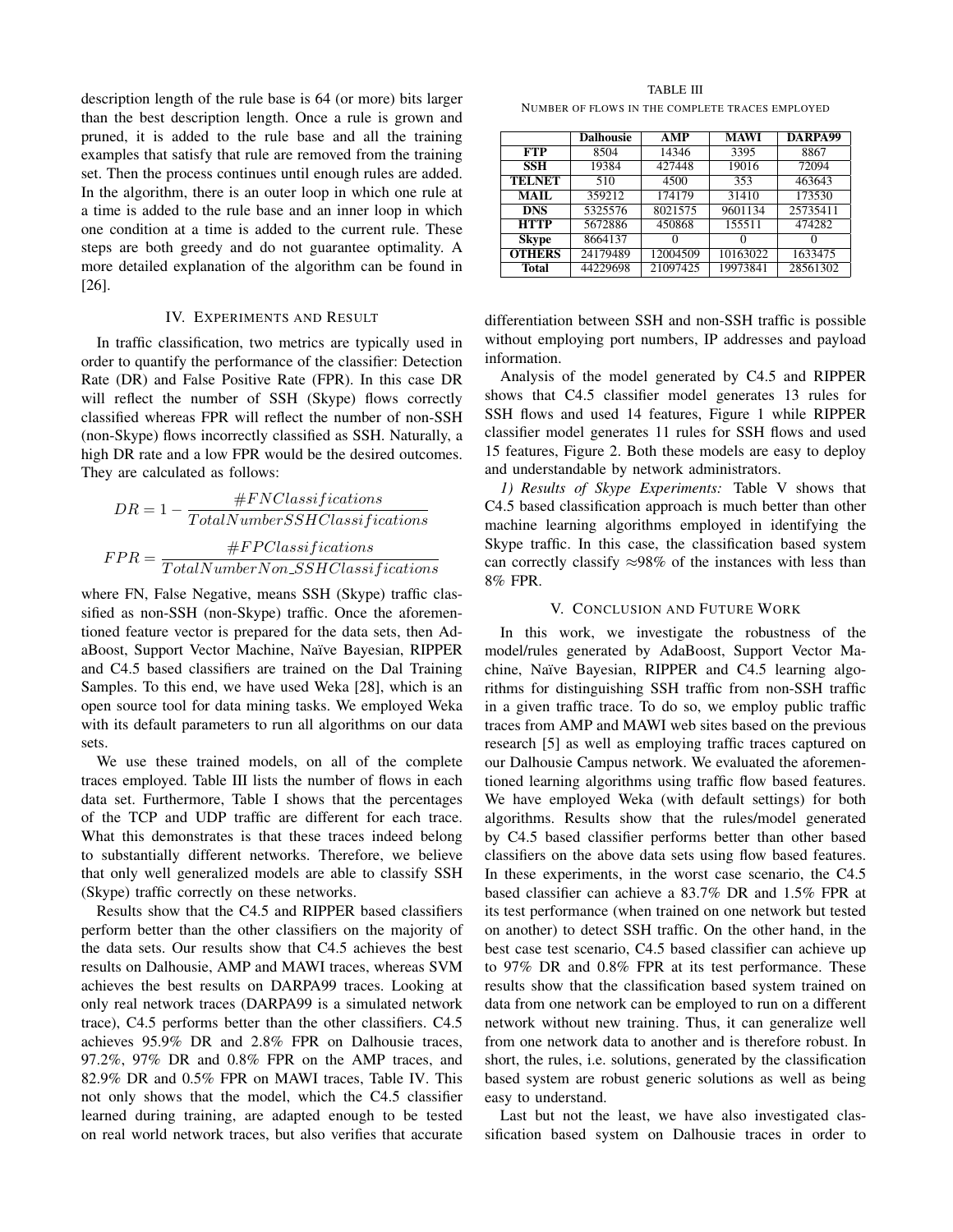description length of the rule base is 64 (or more) bits larger than the best description length. Once a rule is grown and pruned, it is added to the rule base and all the training examples that satisfy that rule are removed from the training set. Then the process continues until enough rules are added. In the algorithm, there is an outer loop in which one rule at a time is added to the rule base and an inner loop in which one condition at a time is added to the current rule. These steps are both greedy and do not guarantee optimality. A more detailed explanation of the algorithm can be found in [26].

## IV. Experiments and Result

In traffic classification, two metrics are typically used in order to quantify the performance of the classifier: Detection Rate (DR) and False Positive Rate (FPR). In this case DR will reflect the number of SSH (Skype) flows correctly classified whereas FPR will reflect the number of non-SSH (non-Skype) flows incorrectly classified as SSH. Naturally, a high DR rate and a low FPR would be the desired outcomes. They are calculated as follows:

$$DR = 1 - \frac{\#FNClassifications}{TotalNumberSSHClassifications}$$

$$FPR = \frac{\#FPClassifications}{TotalNumberNon\_SSHClassifications}$$

where FN, False Negative, means SSH (Skype) traffic classified as non-SSH (non-Skype) traffic. Once the aforementioned feature vector is prepared for the data sets, then AdaBoost, Support Vector Machine, Naïve Bayesian, RIPPER and C4.5 based classifiers are trained on the Dal Training Samples. To this end, we have used Weka [28], which is an open source tool for data mining tasks. We employed Weka with its default parameters to run all algorithms on our data sets.

We use these trained models, on all of the complete traces employed. Table III lists the number of flows in each data set. Furthermore, Table I shows that the percentages of the TCP and UDP traffic are different for each trace. What this demonstrates is that these traces indeed belong to substantially different networks. Therefore, we believe that only well generalized models are able to classify SSH (Skype) traffic correctly on these networks.

Results show that the C4.5 and RIPPER based classifiers perform better than the other classifiers on the majority of the data sets. Our results show that C4.5 achieves the best results on Dalhousie, AMP and MAWI traces, whereas SVM achieves the best results on DARPA99 traces. Looking at only real network traces (DARPA99 is a simulated network trace), C4.5 performs better than the other classifiers. C4.5 achieves 95.9% DR and 2.8% FPR on Dalhousie traces, 97.2%, 97% DR and 0.8% FPR on the AMP traces, and 82.9% DR and 0.5% FPR on MAWI traces, Table IV. This not only shows that the model, which the C4.5 classifier learned during training, are adapted enough to be tested on real world network traces, but also verifies that accurate differentiation between SSH and non-SSH traffic is possible without employing port numbers, IP addresses and payload information.

TABLE III
Number of flows in the complete traces employed

| | Dalhousie | AMP | MAWI | DARPA99 |
|---|---|---|---|---|
| **FTP** | 8504 | 14346 | 3395 | 8867 |
| **SSH** | 19384 | 427448 | 19016 | 72094 |
| **TELNET** | 510 | 4500 | 353 | 463643 |
| **MAIL** | 359212 | 174179 | 31410 | 173530 |
| **DNS** | 5325576 | 8021575 | 9601134 | 25735411 |
| **HTTP** | 5672886 | 450868 | 155511 | 474282 |
| **Skype** | 8664137 | 0 | 0 | 0 |
| **OTHERS** | 24179489 | 12004509 | 10163022 | 1633475 |
| **Total** | 44229698 | 21097425 | 19973841 | 28561302 |

Analysis of the model generated by C4.5 and RIPPER shows that C4.5 classifier model generates 13 rules for SSH flows and used 14 features, Figure 1 while RIPPER classifier model generates 11 rules for SSH flows and used 15 features, Figure 2. Both these models are easy to deploy and understandable by network administrators.

*1) Results of Skype Experiments:* Table V shows that C4.5 based classification approach is much better than other machine learning algorithms employed in identifying the Skype traffic. In this case, the classification based system can correctly classify ≈98% of the instances with less than 8% FPR.

## V. Conclusion and Future Work

In this work, we investigate the robustness of the model/rules generated by AdaBoost, Support Vector Machine, Naïve Bayesian, RIPPER and C4.5 learning algorithms for distinguishing SSH traffic from non-SSH traffic in a given traffic trace. To do so, we employ public traffic traces from AMP and MAWI web sites based on the previous research [5] as well as employing traffic traces captured on our Dalhousie Campus network. We evaluated the aforementioned learning algorithms using traffic flow based features. We have employed Weka (with default settings) for both algorithms. Results show that the rules/model generated by C4.5 based classifier performs better than other based classifiers on the above data sets using flow based features. In these experiments, in the worst case scenario, the C4.5 based classifier can achieve a 83.7% DR and 1.5% FPR at its test performance (when trained on one network but tested on another) to detect SSH traffic. On the other hand, in the best case test scenario, C4.5 based classifier can achieve up to 97% DR and 0.8% FPR at its test performance. These results show that the classification based system trained on data from one network can be employed to run on a different network without new training. Thus, it can generalize well from one network data to another and is therefore robust. In short, the rules, i.e. solutions, generated by the classification based system are robust generic solutions as well as being easy to understand.

Last but not the least, we have also investigated classification based system on Dalhousie traces in order to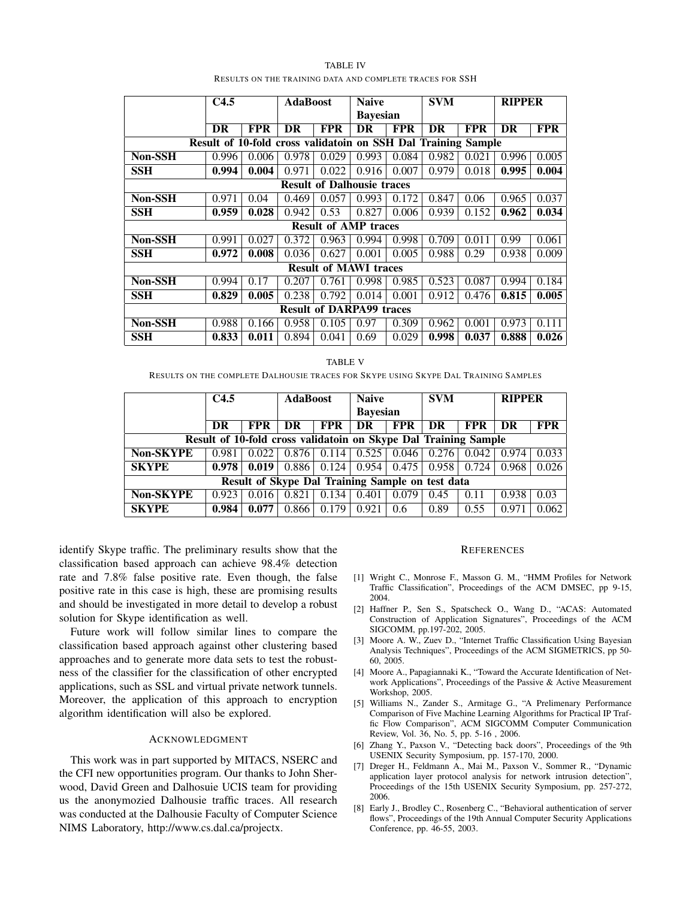TABLE IV

RESULTS ON THE TRAINING DATA AND COMPLETE TRACES FOR SSH

| | C4.5 | | AdaBoost | | Naive Bayesian | | SVM | | RIPPER | |
|---|---|---|---|---|---|---|---|---|---|---|
| | DR | FPR | DR | FPR | DR | FPR | DR | FPR | DR | FPR |
| **Result of 10-fold cross validatoin on SSH Dal Training Sample** | | | | | | | | | | |
| **Non-SSH** | 0.996 | 0.006 | 0.978 | 0.029 | 0.993 | 0.084 | 0.982 | 0.021 | 0.996 | 0.005 |
| **SSH** | **0.994** | **0.004** | 0.971 | 0.022 | 0.916 | 0.007 | 0.979 | 0.018 | **0.995** | **0.004** |
| **Result of Dalhousie traces** | | | | | | | | | | |
| **Non-SSH** | 0.971 | 0.04 | 0.469 | 0.057 | 0.993 | 0.172 | 0.847 | 0.06 | 0.965 | 0.037 |
| **SSH** | **0.959** | **0.028** | 0.942 | 0.53 | 0.827 | 0.006 | 0.939 | 0.152 | **0.962** | **0.034** |
| **Result of AMP traces** | | | | | | | | | | |
| **Non-SSH** | 0.991 | 0.027 | 0.372 | 0.963 | 0.994 | 0.998 | 0.709 | 0.011 | 0.99 | 0.061 |
| **SSH** | **0.972** | **0.008** | 0.036 | 0.627 | 0.001 | 0.005 | 0.988 | 0.29 | 0.938 | 0.009 |
| **Result of MAWI traces** | | | | | | | | | | |
| **Non-SSH** | 0.994 | 0.17 | 0.207 | 0.761 | 0.998 | 0.985 | 0.523 | 0.087 | 0.994 | 0.184 |
| **SSH** | **0.829** | **0.005** | 0.238 | 0.792 | 0.014 | 0.001 | 0.912 | 0.476 | **0.815** | **0.005** |
| **Result of DARPA99 traces** | | | | | | | | | | |
| **Non-SSH** | 0.988 | 0.166 | 0.958 | 0.105 | 0.97 | 0.309 | 0.962 | 0.001 | 0.973 | 0.111 |
| **SSH** | **0.833** | **0.011** | 0.894 | 0.041 | 0.69 | 0.029 | **0.998** | **0.037** | **0.888** | **0.026** |

TABLE V

RESULTS ON THE COMPLETE DALHOUSIE TRACES FOR SKYPE USING SKYPE DAL TRAINING SAMPLES

| | C4.5 | | AdaBoost | | Naive Bayesian | | SVM | | RIPPER | |
|---|---|---|---|---|---|---|---|---|---|---|
| | DR | FPR | DR | FPR | DR | FPR | DR | FPR | DR | FPR |
| **Result of 10-fold cross validatoin on Skype Dal Training Sample** | | | | | | | | | | |
| **Non-SKYPE** | 0.981 | 0.022 | 0.876 | 0.114 | 0.525 | 0.046 | 0.276 | 0.042 | 0.974 | 0.033 |
| **SKYPE** | **0.978** | **0.019** | 0.886 | 0.124 | 0.954 | 0.475 | 0.958 | 0.724 | 0.968 | 0.026 |
| **Result of Skype Dal Training Sample on test data** | | | | | | | | | | |
| **Non-SKYPE** | 0.923 | 0.016 | 0.821 | 0.134 | 0.401 | 0.079 | 0.45 | 0.11 | 0.938 | 0.03 |
| **SKYPE** | **0.984** | **0.077** | 0.866 | 0.179 | 0.921 | 0.6 | 0.89 | 0.55 | 0.971 | 0.062 |

identify Skype traffic. The preliminary results show that the classification based approach can achieve 98.4% detection rate and 7.8% false positive rate. Even though, the false positive rate in this case is high, these are promising results and should be investigated in more detail to develop a robust solution for Skype identification as well.

Future work will follow similar lines to compare the classification based approach against other clustering based approaches and to generate more data sets to test the robustness of the classifier for the classification of other encrypted applications, such as SSL and virtual private network tunnels. Moreover, the application of this approach to encryption algorithm identification will also be explored.

## ACKNOWLEDGMENT

This work was in part supported by MITACS, NSERC and the CFI new opportunities program. Our thanks to John Sherwood, David Green and Dalhosuie UCIS team for providing us the anonymozied Dalhousie traffic traces. All research was conducted at the Dalhousie Faculty of Computer Science NIMS Laboratory, http://www.cs.dal.ca/projectx.

## REFERENCES

[1] Wright C., Monrose F., Masson G. M., "HMM Profiles for Network Traffic Classification", Proceedings of the ACM DMSEC, pp 9-15, 2004.

[2] Haffner P., Sen S., Spatscheck O., Wang D., "ACAS: Automated Construction of Application Signatures", Proceedings of the ACM SIGCOMM, pp.197-202, 2005.

[3] Moore A. W., Zuev D., "Internet Traffic Classification Using Bayesian Analysis Techniques", Proceedings of the ACM SIGMETRICS, pp 50-60, 2005.

[4] Moore A., Papagiannaki K., "Toward the Accurate Identification of Network Applications", Proceedings of the Passive & Active Measurement Workshop, 2005.

[5] Williams N., Zander S., Armitage G., "A Prelimenary Performance Comparison of Five Machine Learning Algorithms for Practical IP Traffic Flow Comparison", ACM SIGCOMM Computer Communication Review, Vol. 36, No. 5, pp. 5-16 , 2006.

[6] Zhang Y., Paxson V., "Detecting back doors", Proceedings of the 9th USENIX Security Symposium, pp. 157-170, 2000.

[7] Dreger H., Feldmann A., Mai M., Paxson V., Sommer R., "Dynamic application layer protocol analysis for network intrusion detection", Proceedings of the 15th USENIX Security Symposium, pp. 257-272, 2006.

[8] Early J., Brodley C., Rosenberg C., "Behavioral authentication of server flows", Proceedings of the 19th Annual Computer Security Applications Conference, pp. 46-55, 2003.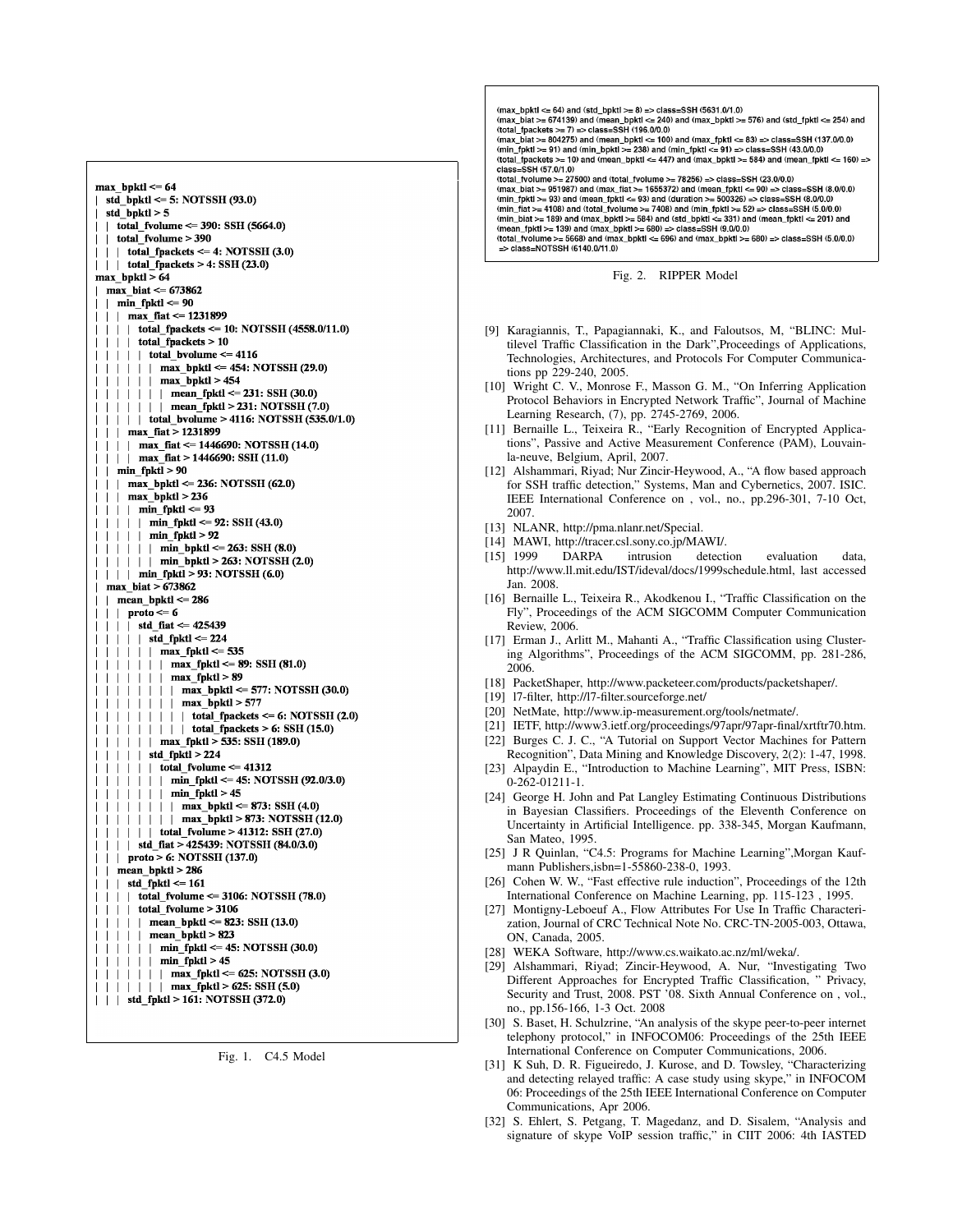```
max_bpktl <= 64
|   std_bpktl <= 5: NOTSSH (93.0)
|   std_bpktl > 5
|   |   total_fvolume <= 390: SSH (5664.0)
|   |   total_fvolume > 390
|   |   |   total_fpackets <= 4: NOTSSH (3.0)
|   |   |   total_fpackets > 4: SSH (23.0)
max_bpktl > 64
|   max_biat <= 673862
|   |   min_fpktl <= 90
|   |   |   max_fiat <= 1231899
|   |   |   |   total_fpackets <= 10: NOTSSH (4558.0/11.0)
|   |   |   |   total_fpackets > 10
|   |   |   |   |   total_bvolume <= 4116
|   |   |   |   |   |   max_bpktl <= 454: NOTSSH (29.0)
|   |   |   |   |   |   max_bpktl > 454
|   |   |   |   |   |   |   mean_fpktl <= 231: SSH (30.0)
|   |   |   |   |   |   |   mean_fpktl > 231: NOTSSH (7.0)
|   |   |   |   |   total_bvolume > 4116: NOTSSH (535.0/1.0)
|   |   |   max_fiat > 1231899
|   |   |   |   max_fiat <= 1446690: NOTSSH (14.0)
|   |   |   |   max_fiat > 1446690: SSH (11.0)
|   |   min_fpktl > 90
|   |   |   max_bpktl <= 236: NOTSSH (62.0)
|   |   |   max_bpktl > 236
|   |   |   |   min_fpktl <= 93
|   |   |   |   |   min_fpktl <= 92: SSH (43.0)
|   |   |   |   |   min_fpktl > 92
|   |   |   |   |   |   min_bpktl <= 263: SSH (8.0)
|   |   |   |   |   |   min_bpktl > 263: NOTSSH (2.0)
|   |   |   |   min_fpktl > 93: NOTSSH (6.0)
|   max_biat > 673862
|   |   mean_bpktl <= 286
|   |   |   proto <= 6
|   |   |   |   std_fiat <= 425439
|   |   |   |   |   std_fpktl <= 224
|   |   |   |   |   |   max_fpktl <= 535
|   |   |   |   |   |   |   max_fpktl <= 89: SSH (81.0)
|   |   |   |   |   |   |   max_fpktl > 89
|   |   |   |   |   |   |   |   max_bpktl <= 577: NOTSSH (30.0)
|   |   |   |   |   |   |   |   max_bpktl > 577
|   |   |   |   |   |   |   |   |   total_fpackets <= 6: NOTSSH (2.0)
|   |   |   |   |   |   |   |   |   total_fpackets > 6: SSH (15.0)
|   |   |   |   |   |   max_fpktl > 535: SSH (189.0)
|   |   |   |   |   std_fpktl > 224
|   |   |   |   |   |   total_fvolume <= 41312
|   |   |   |   |   |   |   min_fpktl <= 45: NOTSSH (92.0/3.0)
|   |   |   |   |   |   |   min_fpktl > 45
|   |   |   |   |   |   |   |   max_bpktl <= 873: SSH (4.0)
|   |   |   |   |   |   |   |   max_bpktl > 873: NOTSSH (12.0)
|   |   |   |   |   |   total_fvolume > 41312: SSH (27.0)
|   |   |   |   std_fiat > 425439: NOTSSH (84.0/3.0)
|   |   |   proto > 6: NOTSSH (137.0)
|   |   mean_bpktl > 286
|   |   |   std_fpktl <= 161
|   |   |   |   total_fvolume <= 3106: NOTSSH (78.0)
|   |   |   |   total_fvolume > 3106
|   |   |   |   |   mean_bpktl <= 823: SSH (13.0)
|   |   |   |   |   mean_bpktl > 823
|   |   |   |   |   |   min_fpktl <= 45: NOTSSH (30.0)
|   |   |   |   |   |   min_fpktl > 45
|   |   |   |   |   |   |   max_fpktl <= 625: NOTSSH (3.0)
|   |   |   |   |   |   |   max_fpktl > 625: SSH (5.0)
|   |   |   std_fpktl > 161: NOTSSH (372.0)
```

Fig. 1. C4.5 Model

```
(max_bpktl <= 64) and (std_bpktl >= 8) => class=SSH (5631.0/1.0)
(max_biat >= 674139) and (mean_bpktl <= 240) and (max_bpktl >= 576) and (std_fpktl <= 254) and
(total_fpackets >= 7) => class=SSH (196.0/0.0)
(max_biat >= 804275) and (mean_bpktl <= 100) and (max_fpktl <= 83) => class=SSH (137.0/0.0)
(min_fpktl >= 91) and (min_bpktl >= 238) and (min_fpktl <= 91) => class=SSH (43.0/0.0)
(total_fpackets >= 10) and (mean_bpktl <= 447) and (max_bpktl >= 584) and (mean_fpktl <= 160) =>
class=SSH (57.0/1.0)
(total_fvolume >= 27500) and (total_fvolume >= 78256) => class=SSH (23.0/0.0)
(max_biat >= 951987) and (max_fiat >= 1655372) and (mean_fpktl <= 90) => class=SSH (8.0/0.0)
(min_fpktl >= 93) and (mean_fpktl <= 93) and (duration >= 500326) => class=SSH (8.0/0.0)
(min_fiat >= 4108) and (total_fvolume >= 7408) and (min_fpktl >= 52) => class=SSH (5.0/0.0)
(min_biat >= 189) and (max_bpktl >= 584) and (std_bpktl <= 331) and (mean_fpktl <= 201) and
(mean_fpktl >= 139) and (max_bpktl >= 680) => class=SSH (9.0/0.0)
(total_fvolume >= 5668) and (max_bpktl <= 696) and (max_bpktl >= 680) => class=SSH (5.0/0.0)
 => class=NOTSSH (6140.0/11.0)
```

Fig. 2. RIPPER Model

[9] Karagiannis, T., Papagiannaki, K., and Faloutsos, M, "BLINC: Multilevel Traffic Classification in the Dark",Proceedings of Applications, Technologies, Architectures, and Protocols For Computer Communications pp 229-240, 2005.

[10] Wright C. V., Monrose F., Masson G. M., "On Inferring Application Protocol Behaviors in Encrypted Network Traffic", Journal of Machine Learning Research, (7), pp. 2745-2769, 2006.

[11] Bernaille L., Teixeira R., "Early Recognition of Encrypted Applications", Passive and Active Measurement Conference (PAM), Louvain-la-neuve, Belgium, April, 2007.

[12] Alshammari, Riyad; Nur Zincir-Heywood, A., "A flow based approach for SSH traffic detection," Systems, Man and Cybernetics, 2007. ISIC. IEEE International Conference on , vol., no., pp.296-301, 7-10 Oct, 2007.

[13] NLANR, http://pma.nlanr.net/Special.

[14] MAWI, http://tracer.csl.sony.co.jp/MAWI/.

[15] 1999 DARPA intrusion detection evaluation data, http://www.ll.mit.edu/IST/ideval/docs/1999schedule.html, last accessed Jan. 2008.

[16] Bernaille L., Teixeira R., Akodkenou I., "Traffic Classification on the Fly", Proceedings of the ACM SIGCOMM Computer Communication Review, 2006.

[17] Erman J., Arlitt M., Mahanti A., "Traffic Classification using Clustering Algorithms", Proceedings of the ACM SIGCOMM, pp. 281-286, 2006.

[18] PacketShaper, http://www.packeteer.com/products/packetshaper/.

[19] l7-filter, http://l7-filter.sourceforge.net/

[20] NetMate, http://www.ip-measurement.org/tools/netmate/.

[21] IETF, http://www3.ietf.org/proceedings/97apr/97apr-final/xrtftr70.htm.

[22] Burges C. J. C., "A Tutorial on Support Vector Machines for Pattern Recognition", Data Mining and Knowledge Discovery, 2(2): 1-47, 1998.

[23] Alpaydin E., "Introduction to Machine Learning", MIT Press, ISBN: 0-262-01211-1.

[24] George H. John and Pat Langley Estimating Continuous Distributions in Bayesian Classifiers. Proceedings of the Eleventh Conference on Uncertainty in Artificial Intelligence. pp. 338-345, Morgan Kaufmann, San Mateo, 1995.

[25] J R Quinlan, "C4.5: Programs for Machine Learning",Morgan Kaufmann Publishers,isbn=1-55860-238-0, 1993.

[26] Cohen W. W., "Fast effective rule induction", Proceedings of the 12th International Conference on Machine Learning, pp. 115-123 , 1995.

[27] Montigny-Leboeuf A., Flow Attributes For Use In Traffic Characterization, Journal of CRC Technical Note No. CRC-TN-2005-003, Ottawa, ON, Canada, 2005.

[28] WEKA Software, http://www.cs.waikato.ac.nz/ml/weka/.

[29] Alshammari, Riyad; Zincir-Heywood, A. Nur, "Investigating Two Different Approaches for Encrypted Traffic Classification, " Privacy, Security and Trust, 2008. PST '08. Sixth Annual Conference on , vol., no., pp.156-166, 1-3 Oct. 2008

[30] S. Baset, H. Schulzrine, "An analysis of the skype peer-to-peer internet telephony protocol," in INFOCOM06: Proceedings of the 25th IEEE International Conference on Computer Communications, 2006.

[31] K Suh, D. R. Figueiredo, J. Kurose, and D. Towsley, "Characterizing and detecting relayed traffic: A case study using skype," in INFOCOM 06: Proceedings of the 25th IEEE International Conference on Computer Communications, Apr 2006.

[32] S. Ehlert, S. Petgang, T. Magedanz, and D. Sisalem, "Analysis and signature of skype VoIP session traffic," in CIIT 2006: 4th IASTED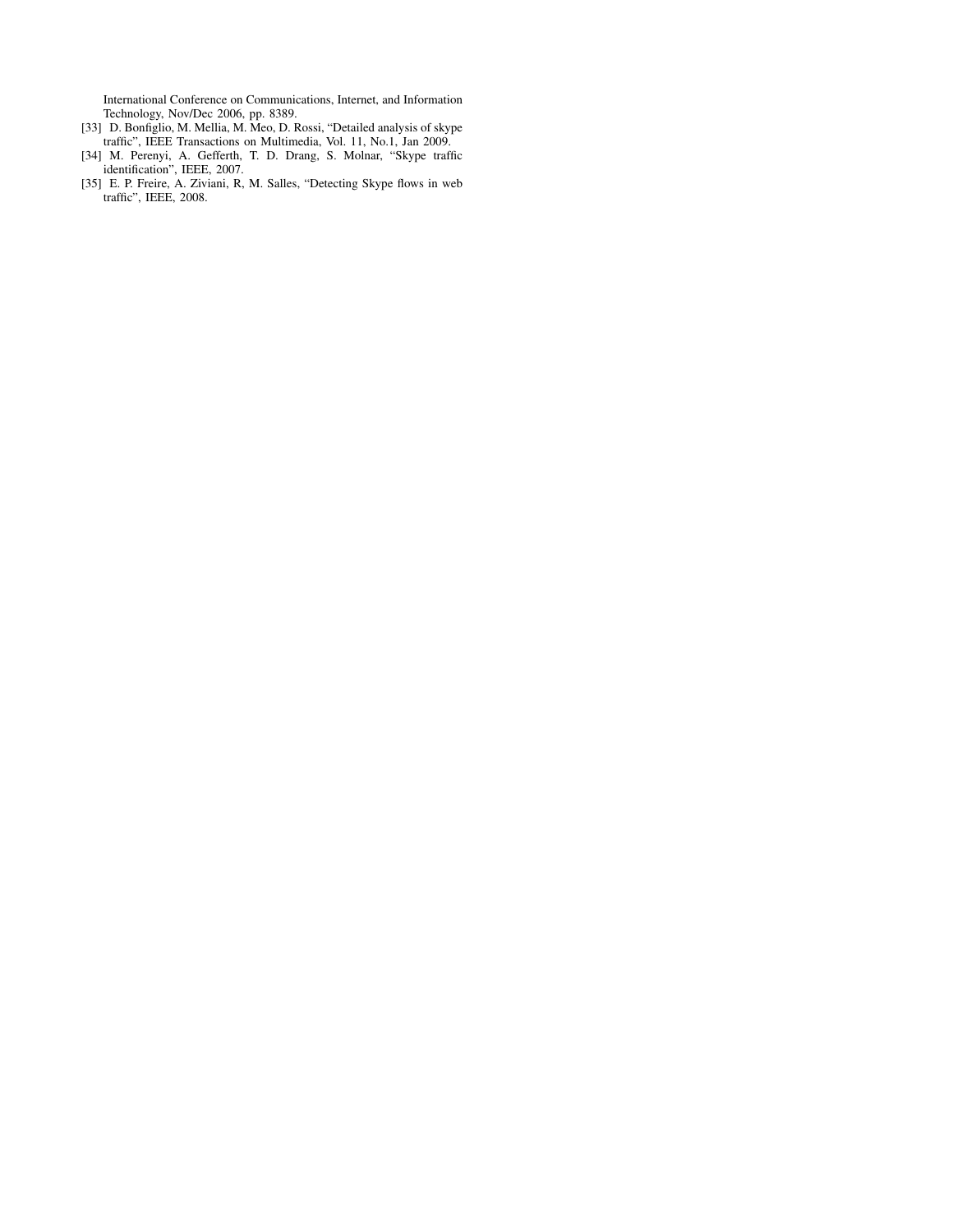International Conference on Communications, Internet, and Information Technology, Nov/Dec 2006, pp. 8389.

[33] D. Bonfiglio, M. Mellia, M. Meo, D. Rossi, "Detailed analysis of skype traffic", IEEE Transactions on Multimedia, Vol. 11, No.1, Jan 2009.

[34] M. Perenyi, A. Gefferth, T. D. Drang, S. Molnar, "Skype traffic identification", IEEE, 2007.

[35] E. P. Freire, A. Ziviani, R, M. Salles, "Detecting Skype flows in web traffic", IEEE, 2008.